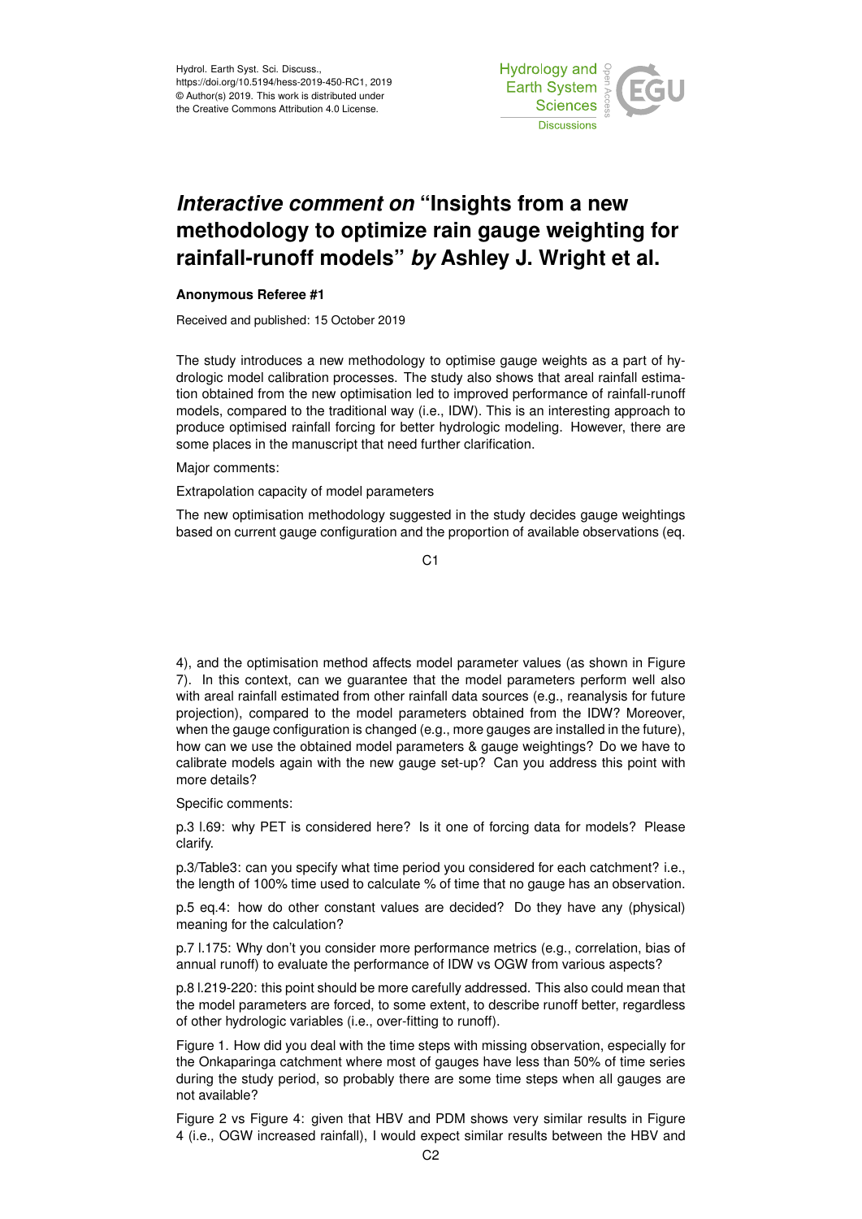Hydrol. Earth Syst. Sci. Discuss.,
https://doi.org/10.5194/hess-2019-450-RC1, 2019
© Author(s) 2019. This work is distributed under
the Creative Commons Attribution 4.0 License.

# *Interactive comment on* "Insights from a new methodology to optimize rain gauge weighting for rainfall-runoff models" *by* Ashley J. Wright et al.

**Anonymous Referee #1**

Received and published: 15 October 2019

The study introduces a new methodology to optimise gauge weights as a part of hydrologic model calibration processes. The study also shows that areal rainfall estimation obtained from the new optimisation led to improved performance of rainfall-runoff models, compared to the traditional way (i.e., IDW). This is an interesting approach to produce optimised rainfall forcing for better hydrologic modeling. However, there are some places in the manuscript that need further clarification.

Major comments:

Extrapolation capacity of model parameters

The new optimisation methodology suggested in the study decides gauge weightings based on current gauge configuration and the proportion of available observations (eq. 4), and the optimisation method affects model parameter values (as shown in Figure 7). In this context, can we guarantee that the model parameters perform well also with areal rainfall estimated from other rainfall data sources (e.g., reanalysis for future projection), compared to the model parameters obtained from the IDW? Moreover, when the gauge configuration is changed (e.g., more gauges are installed in the future), how can we use the obtained model parameters & gauge weightings? Do we have to calibrate models again with the new gauge set-up? Can you address this point with more details?

Specific comments:

p.3 l.69: why PET is considered here? Is it one of forcing data for models? Please clarify.

p.3/Table3: can you specify what time period you considered for each catchment? i.e., the length of 100% time used to calculate % of time that no gauge has an observation.

p.5 eq.4: how do other constant values are decided? Do they have any (physical) meaning for the calculation?

p.7 l.175: Why don't you consider more performance metrics (e.g., correlation, bias of annual runoff) to evaluate the performance of IDW vs OGW from various aspects?

p.8 l.219-220: this point should be more carefully addressed. This also could mean that the model parameters are forced, to some extent, to describe runoff better, regardless of other hydrologic variables (i.e., over-fitting to runoff).

Figure 1. How did you deal with the time steps with missing observation, especially for the Onkaparinga catchment where most of gauges have less than 50% of time series during the study period, so probably there are some time steps when all gauges are not available?

Figure 2 vs Figure 4: given that HBV and PDM shows very similar results in Figure 4 (i.e., OGW increased rainfall), I would expect similar results between the HBV and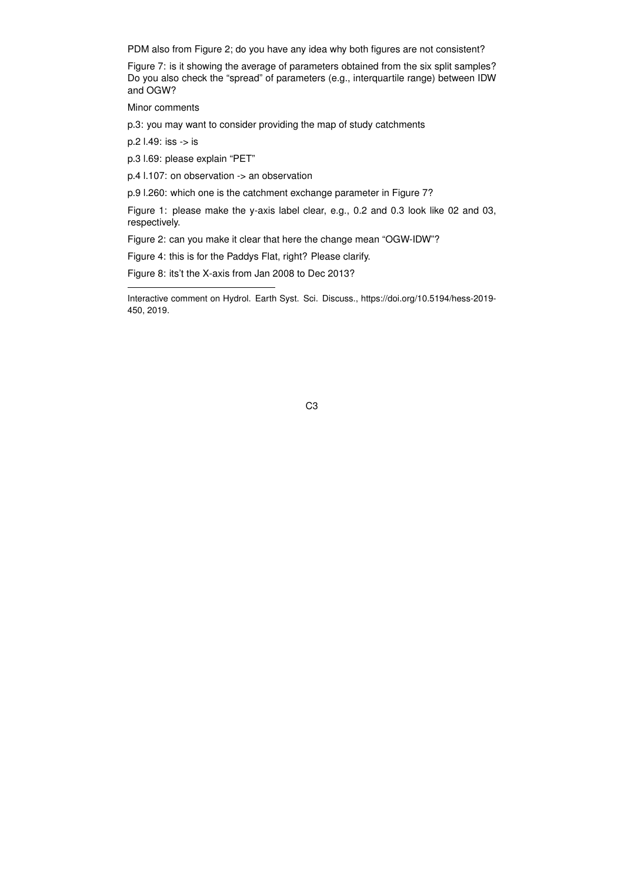PDM also from Figure 2; do you have any idea why both figures are not consistent?

Figure 7: is it showing the average of parameters obtained from the six split samples? Do you also check the "spread" of parameters (e.g., interquartile range) between IDW and OGW?

Minor comments

p.3: you may want to consider providing the map of study catchments

p.2 l.49: iss -> is

p.3 l.69: please explain "PET"

p.4 l.107: on observation -> an observation

p.9 l.260: which one is the catchment exchange parameter in Figure 7?

Figure 1: please make the y-axis label clear, e.g., 0.2 and 0.3 look like 02 and 03, respectively.

Figure 2: can you make it clear that here the change mean "OGW-IDW"?

Figure 4: this is for the Paddys Flat, right? Please clarify.

Figure 8: its't the X-axis from Jan 2008 to Dec 2013?

---

Interactive comment on Hydrol. Earth Syst. Sci. Discuss., https://doi.org/10.5194/hess-2019-450, 2019.